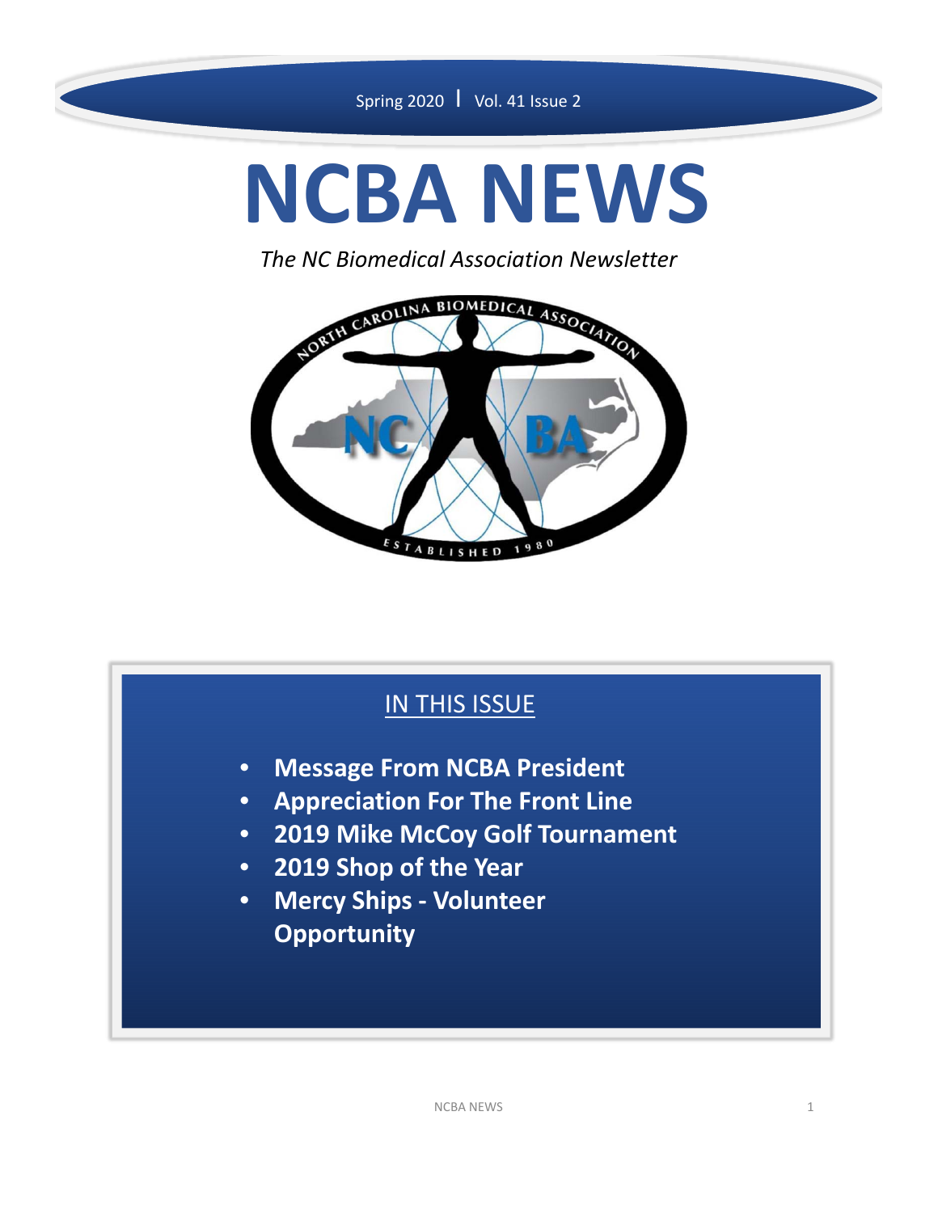Spring 2020 | Vol. 41 Issue 2

# NCBA NEWS

*The NC Biomedical Association Newsletter*

## IN THIS ISSUE

- **Message From NCBA President**
- **Appreciation For The Front Line**
- **2019 Mike McCoy Golf Tournament**
- **2019 Shop of the Year**
- **Mercy Ships - Volunteer Opportunity**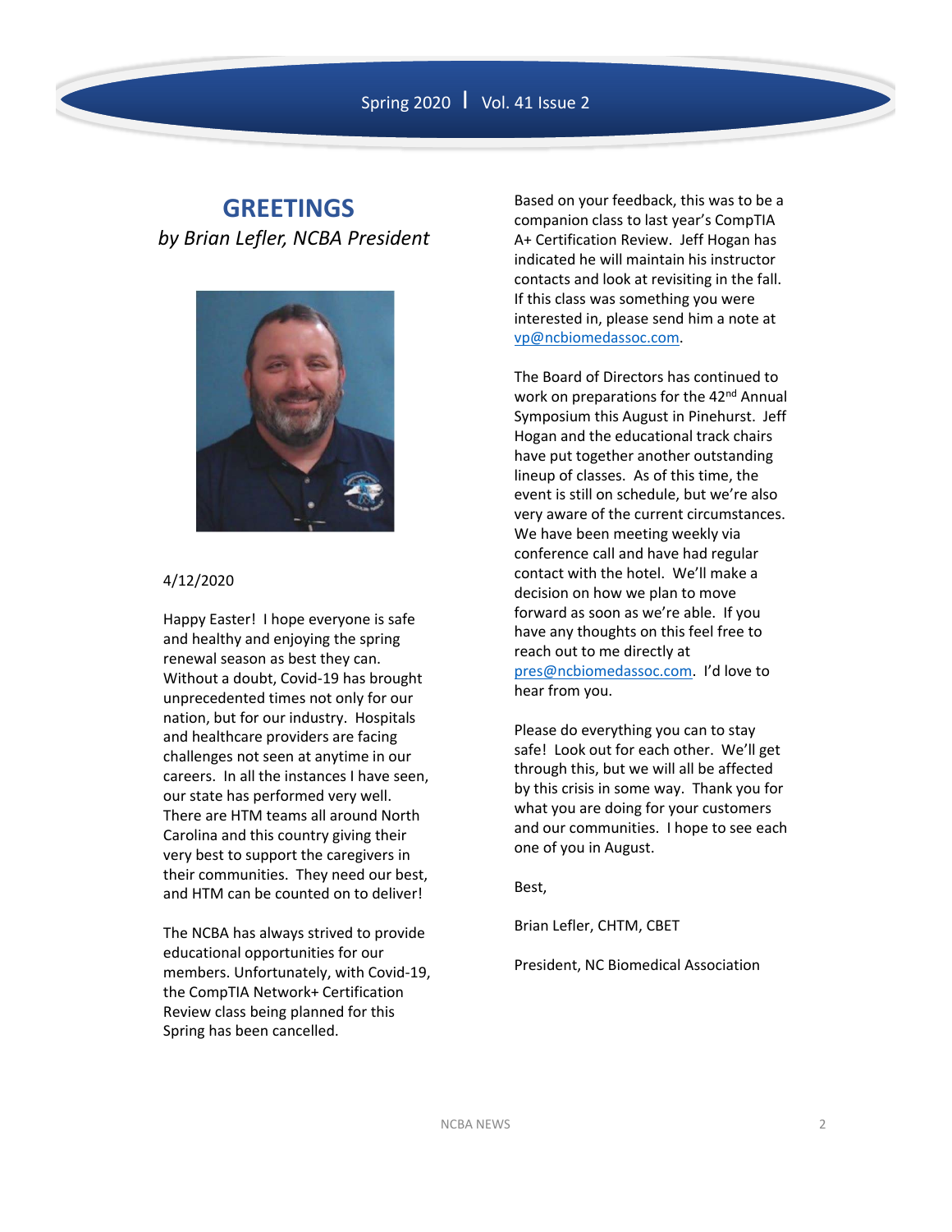# GREETINGS

*by Brian Lefler, NCBA President*

4/12/2020

Happy Easter! I hope everyone is safe and healthy and enjoying the spring renewal season as best they can. Without a doubt, Covid-19 has brought unprecedented times not only for our nation, but for our industry. Hospitals and healthcare providers are facing challenges not seen at anytime in our careers. In all the instances I have seen, our state has performed very well. There are HTM teams all around North Carolina and this country giving their very best to support the caregivers in their communities. They need our best, and HTM can be counted on to deliver!

The NCBA has always strived to provide educational opportunities for our members. Unfortunately, with Covid-19, the CompTIA Network+ Certification Review class being planned for this Spring has been cancelled. Based on your feedback, this was to be a companion class to last year's CompTIA A+ Certification Review. Jeff Hogan has indicated he will maintain his instructor contacts and look at revisiting in the fall. If this class was something you were interested in, please send him a note at vp@ncbiomedassoc.com.

The Board of Directors has continued to work on preparations for the 42nd Annual Symposium this August in Pinehurst. Jeff Hogan and the educational track chairs have put together another outstanding lineup of classes. As of this time, the event is still on schedule, but we're also very aware of the current circumstances. We have been meeting weekly via conference call and have had regular contact with the hotel. We'll make a decision on how we plan to move forward as soon as we're able. If you have any thoughts on this feel free to reach out to me directly at pres@ncbiomedassoc.com. I'd love to hear from you.

Please do everything you can to stay safe! Look out for each other. We'll get through this, but we will all be affected by this crisis in some way. Thank you for what you are doing for your customers and our communities. I hope to see each one of you in August.

Best,

Brian Lefler, CHTM, CBET

President, NC Biomedical Association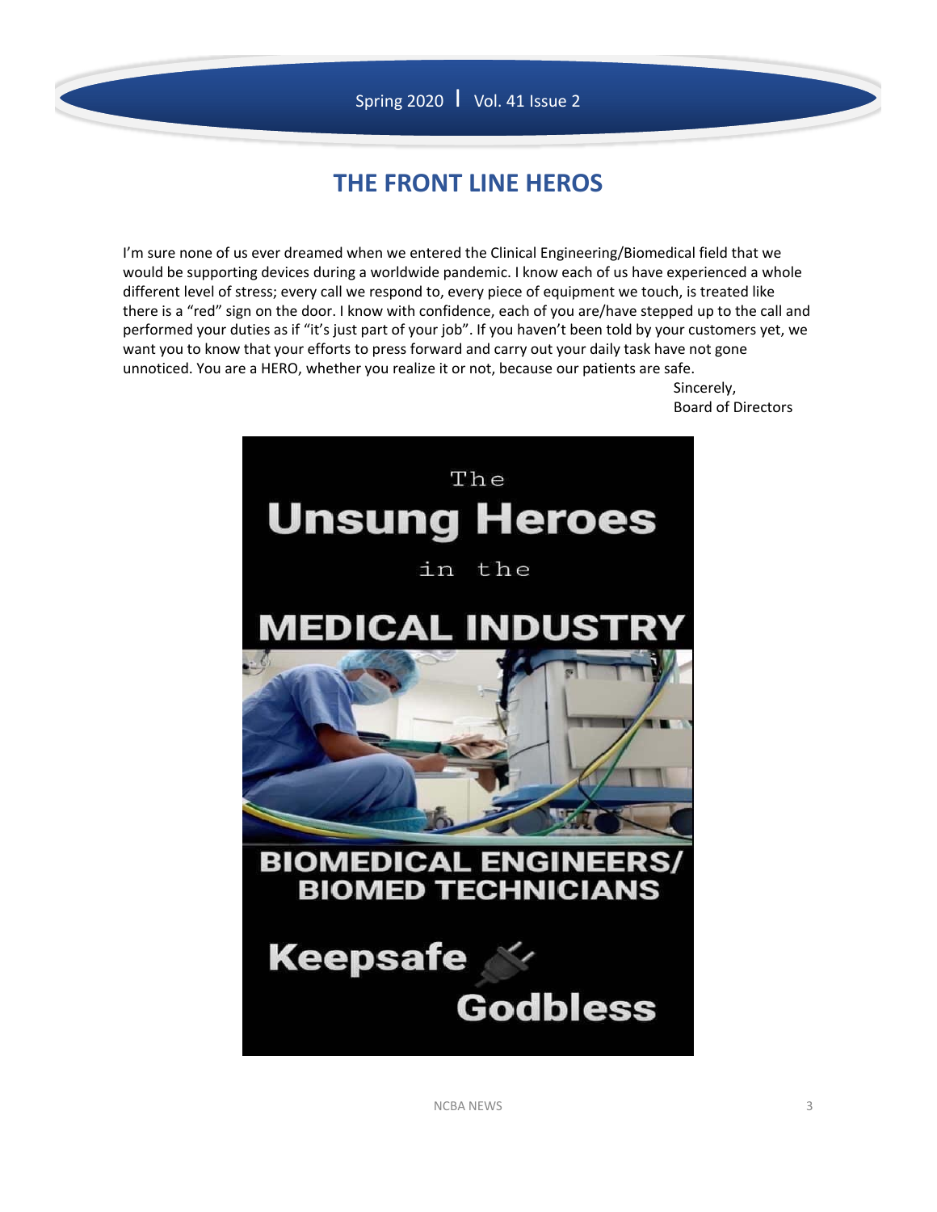# THE FRONT LINE HEROS

I'm sure none of us ever dreamed when we entered the Clinical Engineering/Biomedical field that we would be supporting devices during a worldwide pandemic. I know each of us have experienced a whole different level of stress; every call we respond to, every piece of equipment we touch, is treated like there is a "red" sign on the door. I know with confidence, each of you are/have stepped up to the call and performed your duties as if "it's just part of your job". If you haven't been told by your customers yet, we want you to know that your efforts to press forward and carry out your daily task have not gone unnoticed. You are a HERO, whether you realize it or not, because our patients are safe.

Sincerely,
Board of Directors

The **Unsung Heroes** in the **MEDICAL INDUSTRY**

**BIOMEDICAL ENGINEERS/ BIOMED TECHNICIANS**

**Keepsafe Godbless**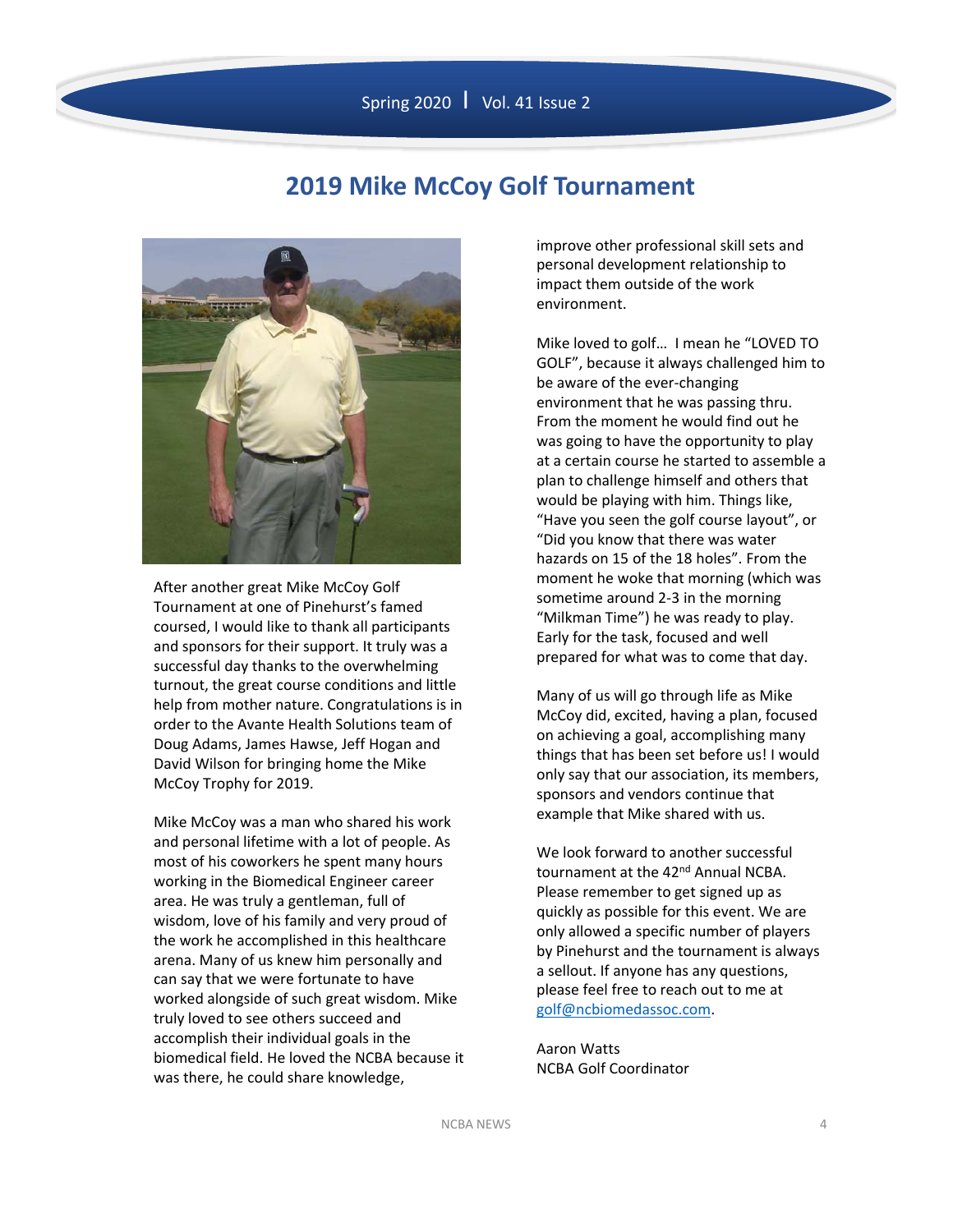# 2019 Mike McCoy Golf Tournament

After another great Mike McCoy Golf Tournament at one of Pinehurst's famed coursed, I would like to thank all participants and sponsors for their support. It truly was a successful day thanks to the overwhelming turnout, the great course conditions and little help from mother nature. Congratulations is in order to the Avante Health Solutions team of Doug Adams, James Hawse, Jeff Hogan and David Wilson for bringing home the Mike McCoy Trophy for 2019.

Mike McCoy was a man who shared his work and personal lifetime with a lot of people. As most of his coworkers he spent many hours working in the Biomedical Engineer career area. He was truly a gentleman, full of wisdom, love of his family and very proud of the work he accomplished in this healthcare arena. Many of us knew him personally and can say that we were fortunate to have worked alongside of such great wisdom. Mike truly loved to see others succeed and accomplish their individual goals in the biomedical field. He loved the NCBA because it was there, he could share knowledge, improve other professional skill sets and personal development relationship to impact them outside of the work environment.

Mike loved to golf… I mean he "LOVED TO GOLF", because it always challenged him to be aware of the ever-changing environment that he was passing thru. From the moment he would find out he was going to have the opportunity to play at a certain course he started to assemble a plan to challenge himself and others that would be playing with him. Things like, "Have you seen the golf course layout", or "Did you know that there was water hazards on 15 of the 18 holes". From the moment he woke that morning (which was sometime around 2-3 in the morning "Milkman Time") he was ready to play. Early for the task, focused and well prepared for what was to come that day.

Many of us will go through life as Mike McCoy did, excited, having a plan, focused on achieving a goal, accomplishing many things that has been set before us! I would only say that our association, its members, sponsors and vendors continue that example that Mike shared with us.

We look forward to another successful tournament at the 42nd Annual NCBA. Please remember to get signed up as quickly as possible for this event. We are only allowed a specific number of players by Pinehurst and the tournament is always a sellout. If anyone has any questions, please feel free to reach out to me at golf@ncbiomedassoc.com.

Aaron Watts
NCBA Golf Coordinator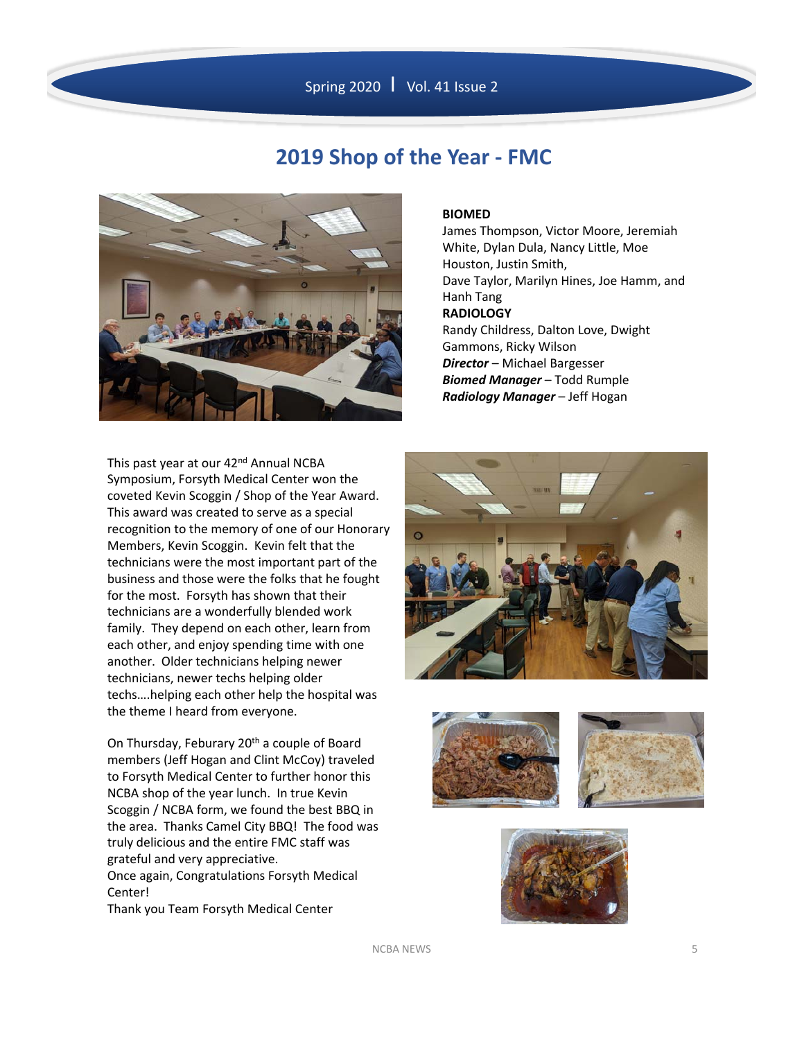# 2019 Shop of the Year - FMC

**BIOMED**
James Thompson, Victor Moore, Jeremiah White, Dylan Dula, Nancy Little, Moe Houston, Justin Smith, Dave Taylor, Marilyn Hines, Joe Hamm, and Hanh Tang

**RADIOLOGY**
Randy Childress, Dalton Love, Dwight Gammons, Ricky Wilson

***Director*** – Michael Bargesser
***Biomed Manager*** – Todd Rumple
***Radiology Manager*** – Jeff Hogan

This past year at our 42nd Annual NCBA Symposium, Forsyth Medical Center won the coveted Kevin Scoggin / Shop of the Year Award. This award was created to serve as a special recognition to the memory of one of our Honorary Members, Kevin Scoggin. Kevin felt that the technicians were the most important part of the business and those were the folks that he fought for the most. Forsyth has shown that their technicians are a wonderfully blended work family. They depend on each other, learn from each other, and enjoy spending time with one another. Older technicians helping newer technicians, newer techs helping older techs….helping each other help the hospital was the theme I heard from everyone.

On Thursday, Feburary 20th a couple of Board members (Jeff Hogan and Clint McCoy) traveled to Forsyth Medical Center to further honor this NCBA shop of the year lunch. In true Kevin Scoggin / NCBA form, we found the best BBQ in the area. Thanks Camel City BBQ! The food was truly delicious and the entire FMC staff was grateful and very appreciative.
Once again, Congratulations Forsyth Medical Center!
Thank you Team Forsyth Medical Center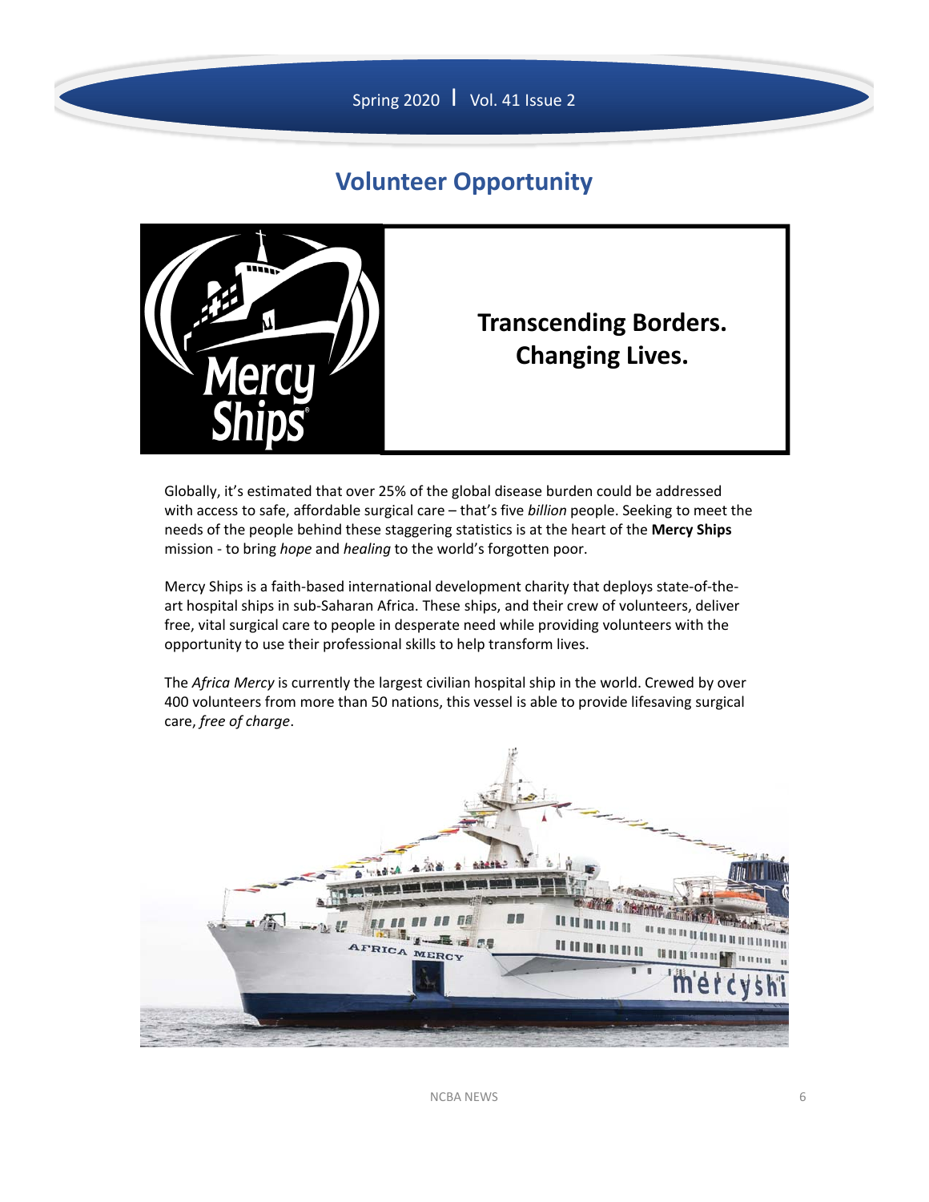## Volunteer Opportunity

**Transcending Borders.**
**Changing Lives.**

Globally, it's estimated that over 25% of the global disease burden could be addressed with access to safe, affordable surgical care – that's five *billion* people. Seeking to meet the needs of the people behind these staggering statistics is at the heart of the **Mercy Ships** mission - to bring *hope* and *healing* to the world's forgotten poor.

Mercy Ships is a faith-based international development charity that deploys state-of-the-art hospital ships in sub-Saharan Africa. These ships, and their crew of volunteers, deliver free, vital surgical care to people in desperate need while providing volunteers with the opportunity to use their professional skills to help transform lives.

The *Africa Mercy* is currently the largest civilian hospital ship in the world. Crewed by over 400 volunteers from more than 50 nations, this vessel is able to provide lifesaving surgical care, *free of charge*.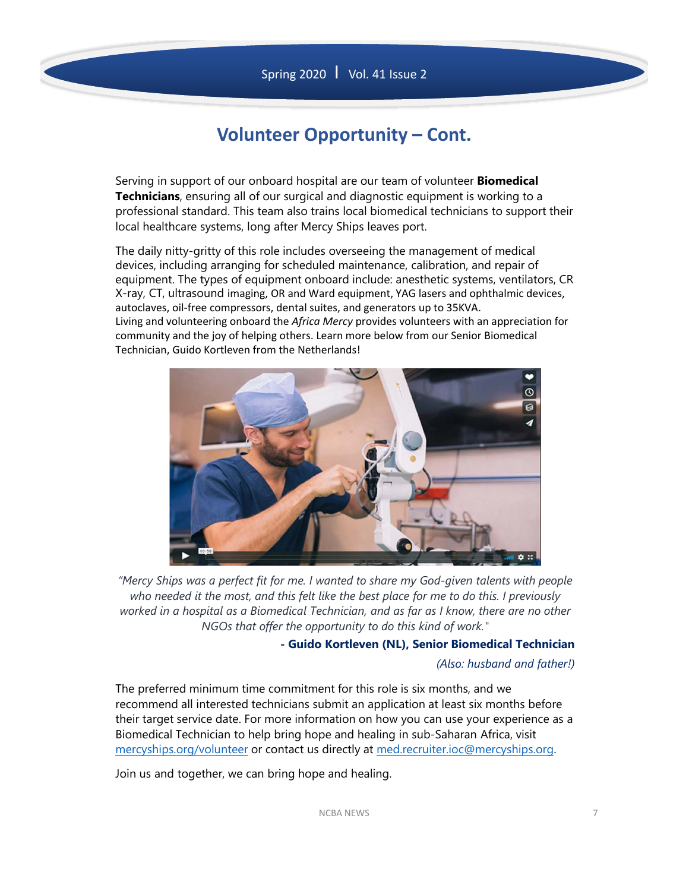# Volunteer Opportunity – Cont.

Serving in support of our onboard hospital are our team of volunteer **Biomedical Technicians**, ensuring all of our surgical and diagnostic equipment is working to a professional standard. This team also trains local biomedical technicians to support their local healthcare systems, long after Mercy Ships leaves port.

The daily nitty-gritty of this role includes overseeing the management of medical devices, including arranging for scheduled maintenance, calibration, and repair of equipment. The types of equipment onboard include: anesthetic systems, ventilators, CR X-ray, CT, ultrasound imaging, OR and Ward equipment, YAG lasers and ophthalmic devices, autoclaves, oil-free compressors, dental suites, and generators up to 35KVA.
Living and volunteering onboard the *Africa Mercy* provides volunteers with an appreciation for community and the joy of helping others. Learn more below from our Senior Biomedical Technician, Guido Kortleven from the Netherlands!

*"Mercy Ships was a perfect fit for me. I wanted to share my God-given talents with people who needed it the most, and this felt like the best place for me to do this. I previously worked in a hospital as a Biomedical Technician, and as far as I know, there are no other NGOs that offer the opportunity to do this kind of work."*

**- Guido Kortleven (NL), Senior Biomedical Technician**

*(Also: husband and father!)*

The preferred minimum time commitment for this role is six months, and we recommend all interested technicians submit an application at least six months before their target service date. For more information on how you can use your experience as a Biomedical Technician to help bring hope and healing in sub-Saharan Africa, visit mercyships.org/volunteer or contact us directly at med.recruiter.ioc@mercyships.org.

Join us and together, we can bring hope and healing.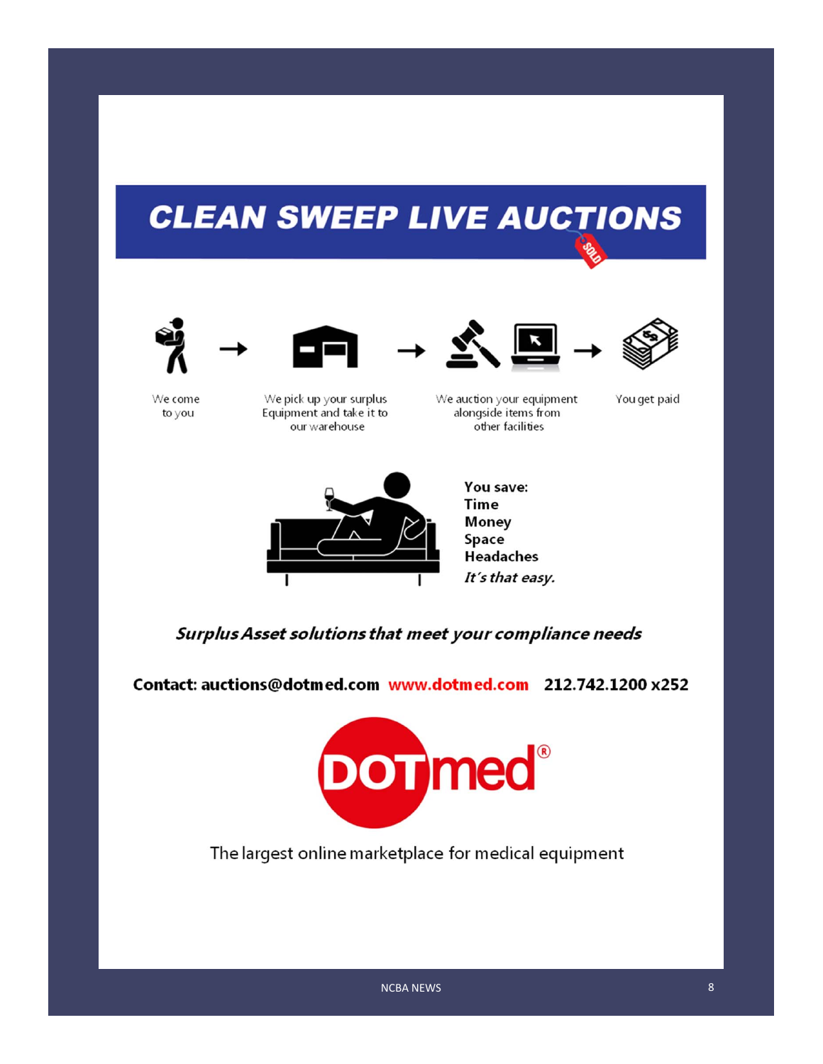# CLEAN SWEEP LIVE AUCTIONS

We come to you → We pick up your surplus Equipment and take it to our warehouse → We auction your equipment alongside items from other facilities → You get paid

**You save:**
**Time**
**Money**
**Space**
**Headaches**
***It´s that easy.***

***Surplus Asset solutions that meet your compliance needs***

**Contact: auctions@dotmed.com www.dotmed.com 212.742.1200 x252**

DOTmed®

The largest online marketplace for medical equipment